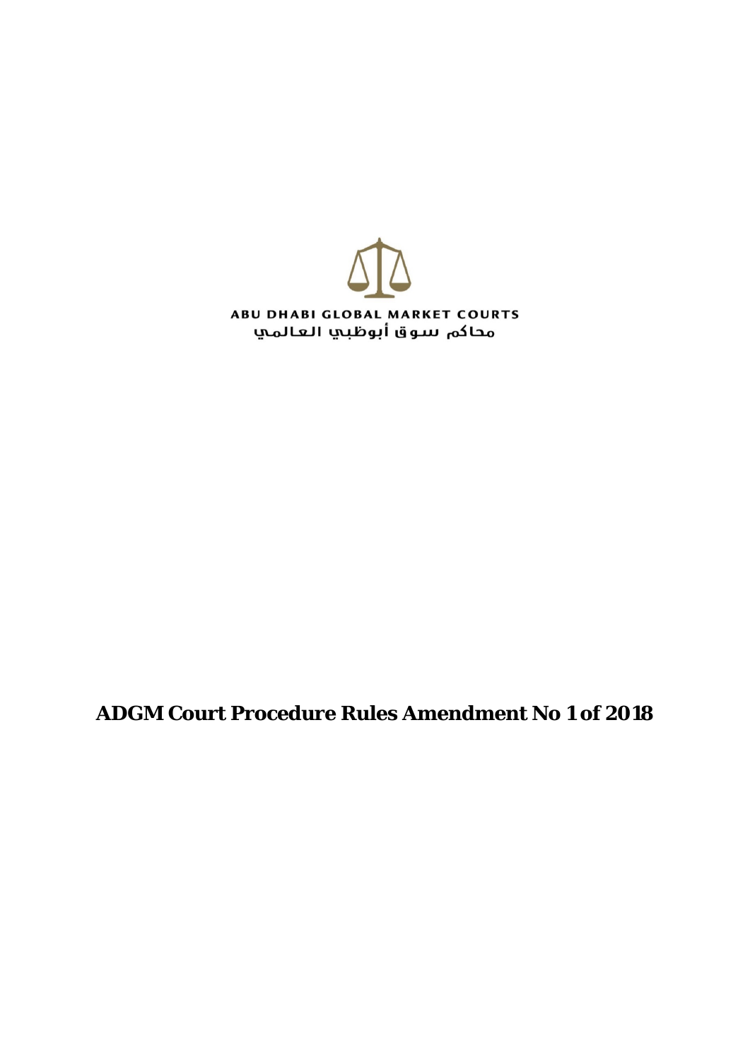ABU DHABI GLOBAL MARKET COURTS

محاكم سوق أبوظبي العالمي

# ADGM Court Procedure Rules Amendment No 1 of 2018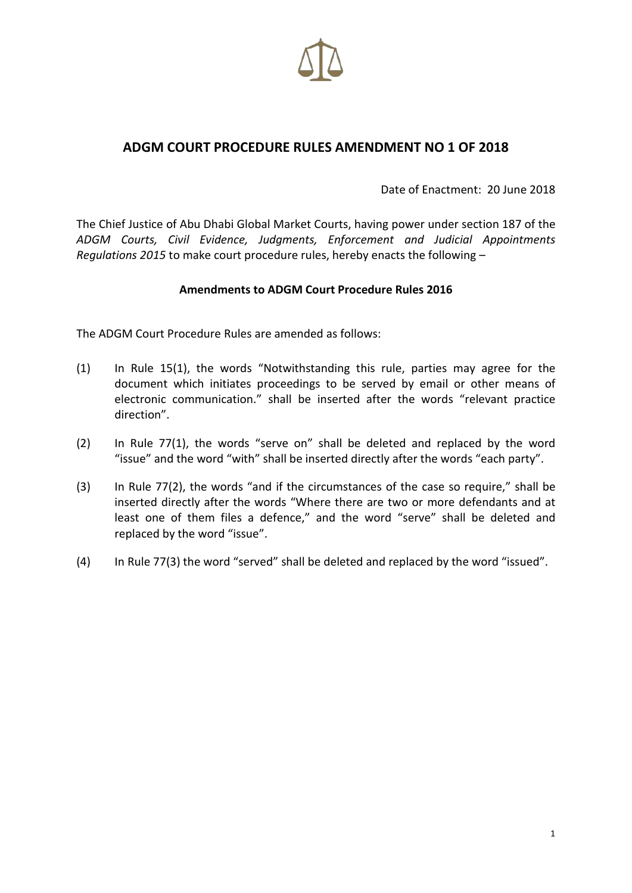# ADGM COURT PROCEDURE RULES AMENDMENT NO 1 OF 2018

Date of Enactment: 20 June 2018

The Chief Justice of Abu Dhabi Global Market Courts, having power under section 187 of the *ADGM Courts, Civil Evidence, Judgments, Enforcement and Judicial Appointments Regulations 2015* to make court procedure rules, hereby enacts the following –

**Amendments to ADGM Court Procedure Rules 2016**

The ADGM Court Procedure Rules are amended as follows:

(1) In Rule 15(1), the words "Notwithstanding this rule, parties may agree for the document which initiates proceedings to be served by email or other means of electronic communication." shall be inserted after the words "relevant practice direction".

(2) In Rule 77(1), the words "serve on" shall be deleted and replaced by the word "issue" and the word "with" shall be inserted directly after the words "each party".

(3) In Rule 77(2), the words "and if the circumstances of the case so require," shall be inserted directly after the words "Where there are two or more defendants and at least one of them files a defence," and the word "serve" shall be deleted and replaced by the word "issue".

(4) In Rule 77(3) the word "served" shall be deleted and replaced by the word "issued".